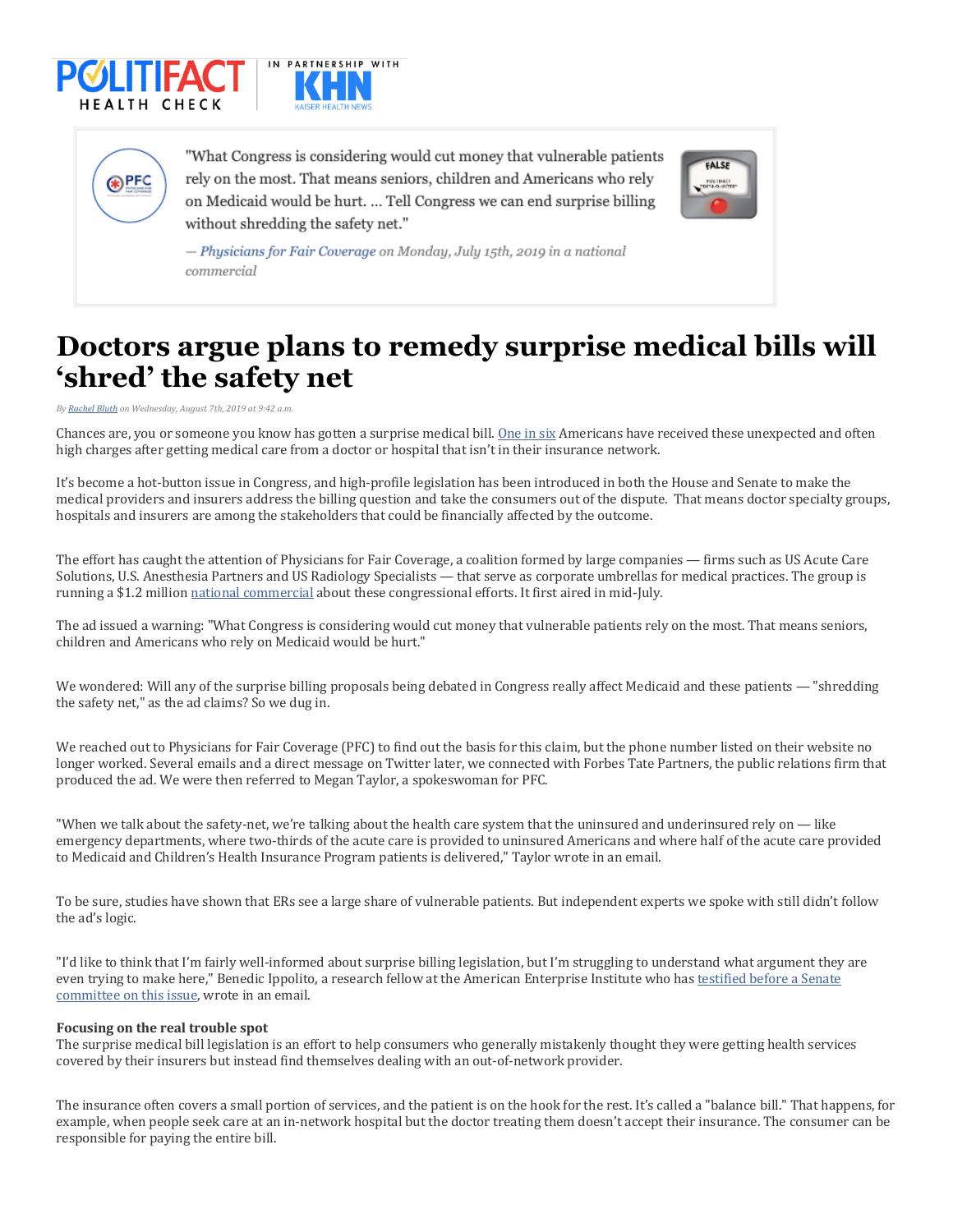POLITIFACT HEALTH CHECK | IN PARTNERSHIP WITH KHN KAISER HEALTH NEWS

> "What Congress is considering would cut money that vulnerable patients rely on the most. That means seniors, children and Americans who rely on Medicaid would be hurt. ... Tell Congress we can end surprise billing without shredding the safety net."
>
> — *Physicians for Fair Coverage on Monday, July 15th, 2019 in a national commercial*

FALSE

# Doctors argue plans to remedy surprise medical bills will 'shred' the safety net

*By Rachel Bluth on Wednesday, August 7th, 2019 at 9:42 a.m.*

Chances are, you or someone you know has gotten a surprise medical bill. One in six Americans have received these unexpected and often high charges after getting medical care from a doctor or hospital that isn't in their insurance network.

It's become a hot-button issue in Congress, and high-profile legislation has been introduced in both the House and Senate to make the medical providers and insurers address the billing question and take the consumers out of the dispute. That means doctor specialty groups, hospitals and insurers are among the stakeholders that could be financially affected by the outcome.

The effort has caught the attention of Physicians for Fair Coverage, a coalition formed by large companies — firms such as US Acute Care Solutions, U.S. Anesthesia Partners and US Radiology Specialists — that serve as corporate umbrellas for medical practices. The group is running a $1.2 million national commercial about these congressional efforts. It first aired in mid-July.

The ad issued a warning: "What Congress is considering would cut money that vulnerable patients rely on the most. That means seniors, children and Americans who rely on Medicaid would be hurt."

We wondered: Will any of the surprise billing proposals being debated in Congress really affect Medicaid and these patients — "shredding the safety net," as the ad claims? So we dug in.

We reached out to Physicians for Fair Coverage (PFC) to find out the basis for this claim, but the phone number listed on their website no longer worked. Several emails and a direct message on Twitter later, we connected with Forbes Tate Partners, the public relations firm that produced the ad. We were then referred to Megan Taylor, a spokeswoman for PFC.

"When we talk about the safety-net, we're talking about the health care system that the uninsured and underinsured rely on — like emergency departments, where two-thirds of the acute care is provided to uninsured Americans and where half of the acute care provided to Medicaid and Children's Health Insurance Program patients is delivered," Taylor wrote in an email.

To be sure, studies have shown that ERs see a large share of vulnerable patients. But independent experts we spoke with still didn't follow the ad's logic.

"I'd like to think that I'm fairly well-informed about surprise billing legislation, but I'm struggling to understand what argument they are even trying to make here," Benedic Ippolito, a research fellow at the American Enterprise Institute who has testified before a Senate committee on this issue, wrote in an email.

**Focusing on the real trouble spot**

The surprise medical bill legislation is an effort to help consumers who generally mistakenly thought they were getting health services covered by their insurers but instead find themselves dealing with an out-of-network provider.

The insurance often covers a small portion of services, and the patient is on the hook for the rest. It's called a "balance bill." That happens, for example, when people seek care at an in-network hospital but the doctor treating them doesn't accept their insurance. The consumer can be responsible for paying the entire bill.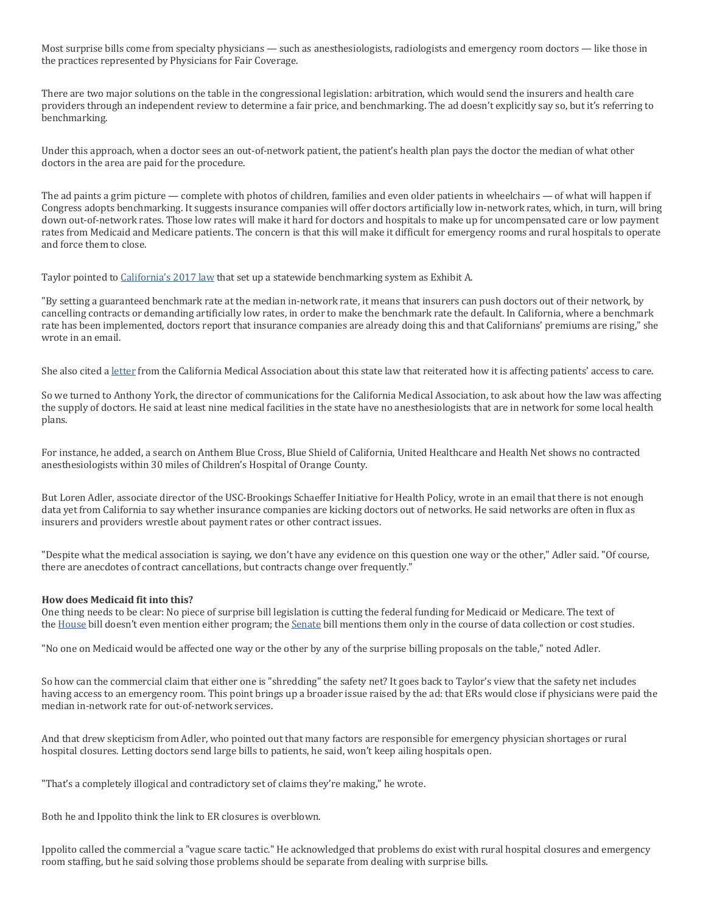Most surprise bills come from specialty physicians — such as anesthesiologists, radiologists and emergency room doctors — like those in the practices represented by Physicians for Fair Coverage.

There are two major solutions on the table in the congressional legislation: arbitration, which would send the insurers and health care providers through an independent review to determine a fair price, and benchmarking. The ad doesn't explicitly say so, but it's referring to benchmarking.

Under this approach, when a doctor sees an out-of-network patient, the patient's health plan pays the doctor the median of what other doctors in the area are paid for the procedure.

The ad paints a grim picture — complete with photos of children, families and even older patients in wheelchairs — of what will happen if Congress adopts benchmarking. It suggests insurance companies will offer doctors artificially low in-network rates, which, in turn, will bring down out-of-network rates. Those low rates will make it hard for doctors and hospitals to make up for uncompensated care or low payment rates from Medicaid and Medicare patients. The concern is that this will make it difficult for emergency rooms and rural hospitals to operate and force them to close.

Taylor pointed to California's 2017 law that set up a statewide benchmarking system as Exhibit A.

"By setting a guaranteed benchmark rate at the median in-network rate, it means that insurers can push doctors out of their network, by cancelling contracts or demanding artificially low rates, in order to make the benchmark rate the default. In California, where a benchmark rate has been implemented, doctors report that insurance companies are already doing this and that Californians' premiums are rising," she wrote in an email.

She also cited a letter from the California Medical Association about this state law that reiterated how it is affecting patients' access to care.

So we turned to Anthony York, the director of communications for the California Medical Association, to ask about how the law was affecting the supply of doctors. He said at least nine medical facilities in the state have no anesthesiologists that are in network for some local health plans.

For instance, he added, a search on Anthem Blue Cross, Blue Shield of California, United Healthcare and Health Net shows no contracted anesthesiologists within 30 miles of Children's Hospital of Orange County.

But Loren Adler, associate director of the USC-Brookings Schaeffer Initiative for Health Policy, wrote in an email that there is not enough data yet from California to say whether insurance companies are kicking doctors out of networks. He said networks are often in flux as insurers and providers wrestle about payment rates or other contract issues.

"Despite what the medical association is saying, we don't have any evidence on this question one way or the other," Adler said. "Of course, there are anecdotes of contract cancellations, but contracts change over frequently."

**How does Medicaid fit into this?**

One thing needs to be clear: No piece of surprise bill legislation is cutting the federal funding for Medicaid or Medicare. The text of the House bill doesn't even mention either program; the Senate bill mentions them only in the course of data collection or cost studies.

"No one on Medicaid would be affected one way or the other by any of the surprise billing proposals on the table," noted Adler.

So how can the commercial claim that either one is "shredding" the safety net? It goes back to Taylor's view that the safety net includes having access to an emergency room. This point brings up a broader issue raised by the ad: that ERs would close if physicians were paid the median in-network rate for out-of-network services.

And that drew skepticism from Adler, who pointed out that many factors are responsible for emergency physician shortages or rural hospital closures. Letting doctors send large bills to patients, he said, won't keep ailing hospitals open.

"That's a completely illogical and contradictory set of claims they're making," he wrote.

Both he and Ippolito think the link to ER closures is overblown.

Ippolito called the commercial a "vague scare tactic." He acknowledged that problems do exist with rural hospital closures and emergency room staffing, but he said solving those problems should be separate from dealing with surprise bills.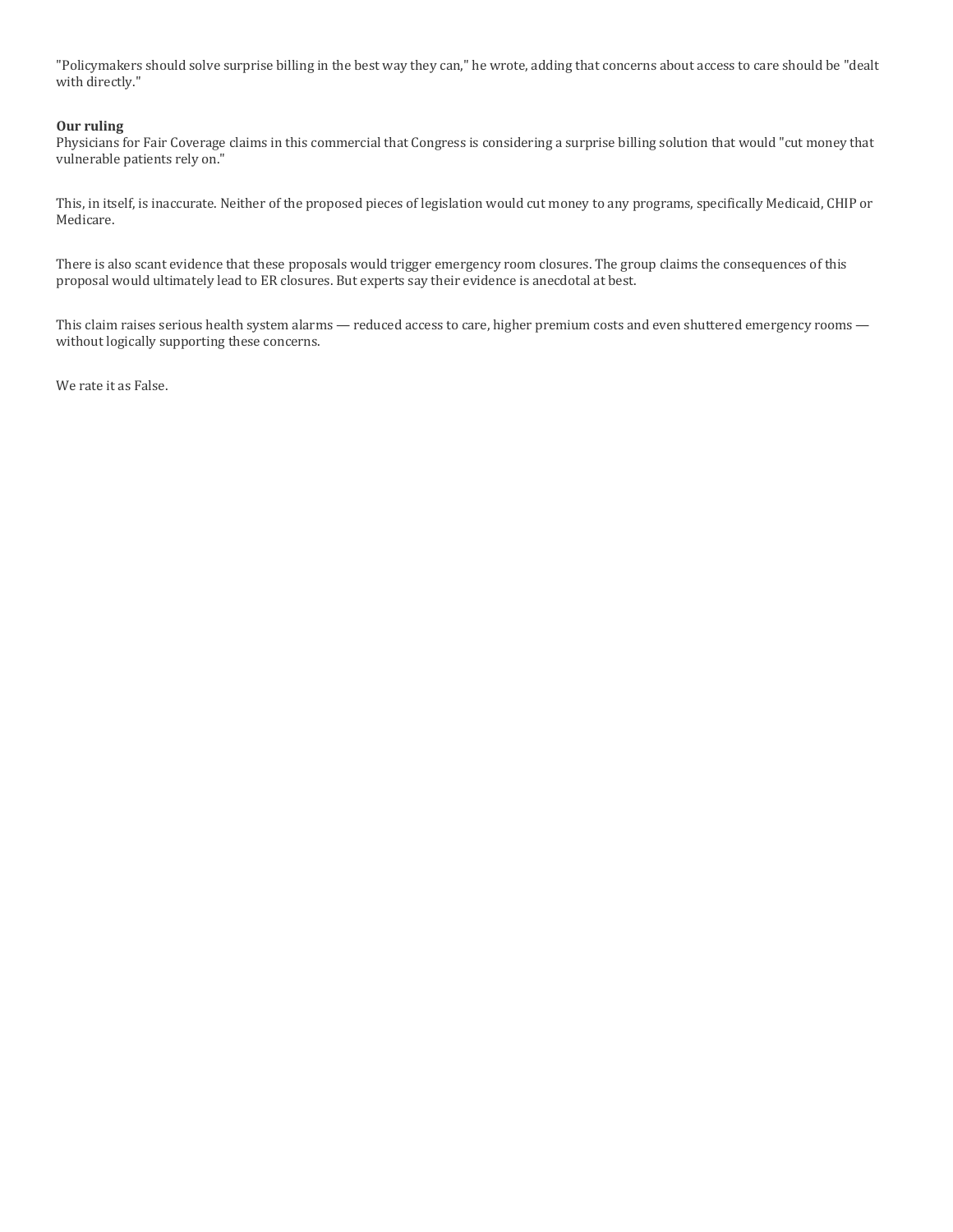"Policymakers should solve surprise billing in the best way they can," he wrote, adding that concerns about access to care should be "dealt with directly."

**Our ruling**

Physicians for Fair Coverage claims in this commercial that Congress is considering a surprise billing solution that would "cut money that vulnerable patients rely on."

This, in itself, is inaccurate. Neither of the proposed pieces of legislation would cut money to any programs, specifically Medicaid, CHIP or Medicare.

There is also scant evidence that these proposals would trigger emergency room closures. The group claims the consequences of this proposal would ultimately lead to ER closures. But experts say their evidence is anecdotal at best.

This claim raises serious health system alarms — reduced access to care, higher premium costs and even shuttered emergency rooms — without logically supporting these concerns.

We rate it as False.